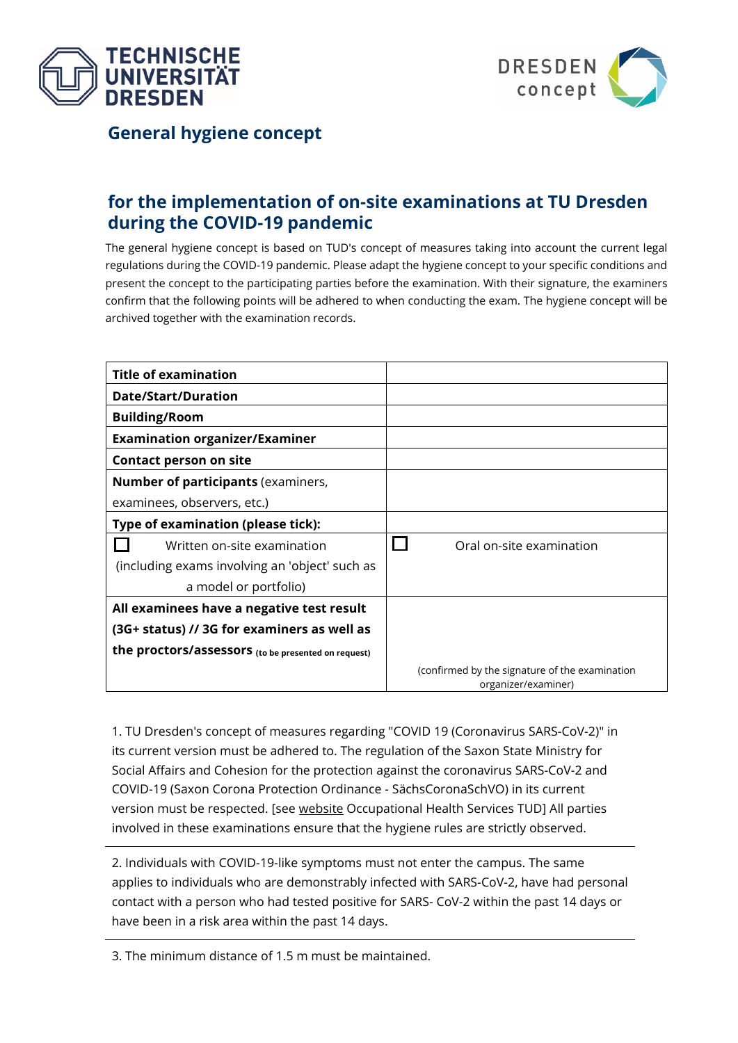TECHNISCHE UNIVERSITÄT DRESDEN

DRESDEN concept

## General hygiene concept

## for the implementation of on-site examinations at TU Dresden during the COVID-19 pandemic

The general hygiene concept is based on TUD's concept of measures taking into account the current legal regulations during the COVID-19 pandemic. Please adapt the hygiene concept to your specific conditions and present the concept to the participating parties before the examination. With their signature, the examiners confirm that the following points will be adhered to when conducting the exam. The hygiene concept will be archived together with the examination records.

| | |
|---|---|
| **Title of examination** | |
| **Date/Start/Duration** | |
| **Building/Room** | |
| **Examination organizer/Examiner** | |
| **Contact person on site** | |
| **Number of participants** (examiners, examinees, observers, etc.) | |
| **Type of examination (please tick):** | |
| ☐ Written on-site examination (including exams involving an 'object' such as a model or portfolio) | ☐ Oral on-site examination |
| **All examinees have a negative test result (3G+ status) // 3G for examiners as well as the proctors/assessors** (to be presented on request) | (confirmed by the signature of the examination organizer/examiner) |

1. TU Dresden's concept of measures regarding "COVID 19 (Coronavirus SARS-CoV-2)" in its current version must be adhered to. The regulation of the Saxon State Ministry for Social Affairs and Cohesion for the protection against the coronavirus SARS-CoV-2 and COVID-19 (Saxon Corona Protection Ordinance - SächsCoronaSchVO) in its current version must be respected. [see website Occupational Health Services TUD] All parties involved in these examinations ensure that the hygiene rules are strictly observed.

2. Individuals with COVID-19-like symptoms must not enter the campus. The same applies to individuals who are demonstrably infected with SARS-CoV-2, have had personal contact with a person who had tested positive for SARS- CoV-2 within the past 14 days or have been in a risk area within the past 14 days.

3. The minimum distance of 1.5 m must be maintained.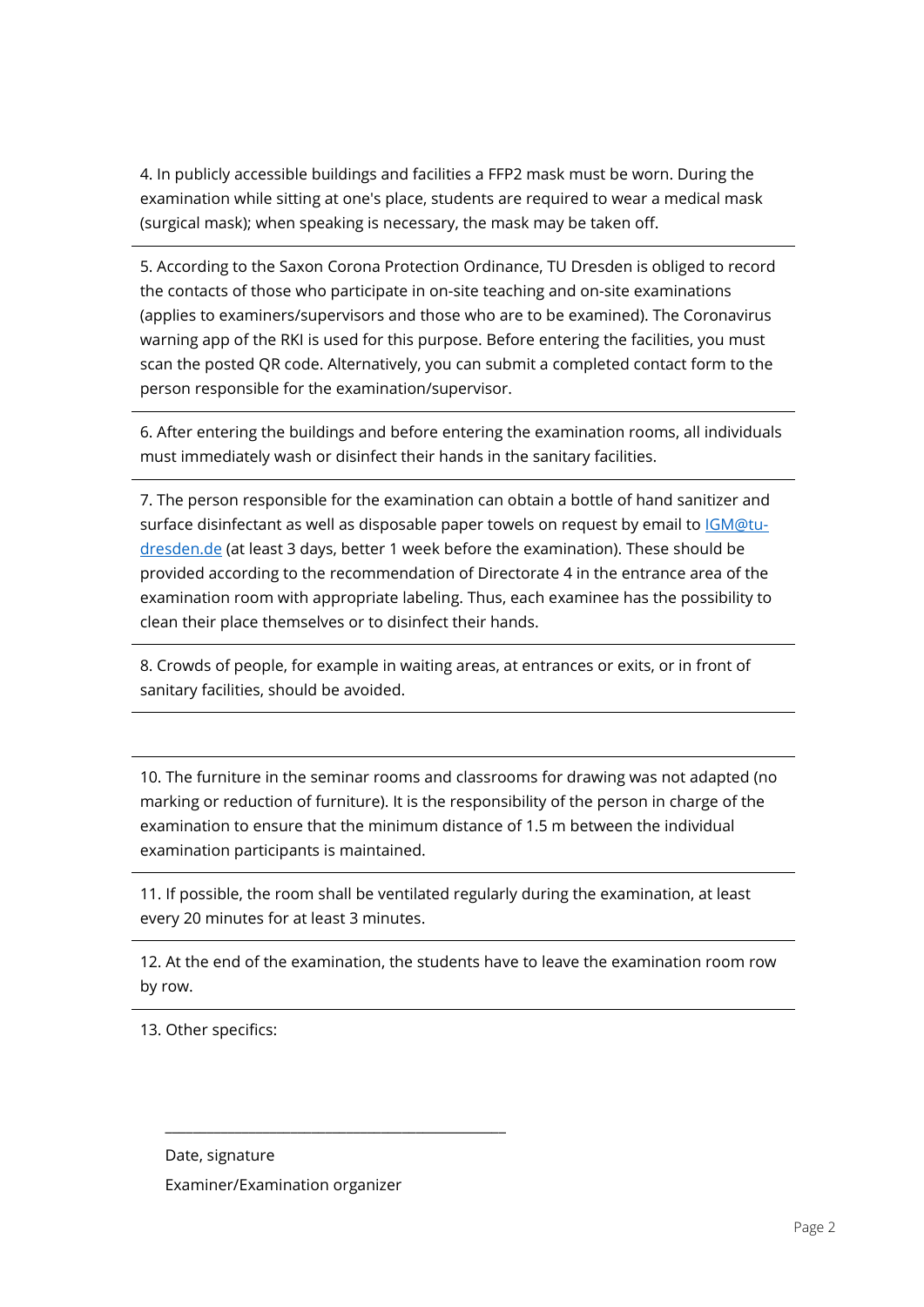4. In publicly accessible buildings and facilities a FFP2 mask must be worn. During the examination while sitting at one's place, students are required to wear a medical mask (surgical mask); when speaking is necessary, the mask may be taken off.

---

5. According to the Saxon Corona Protection Ordinance, TU Dresden is obliged to record the contacts of those who participate in on-site teaching and on-site examinations (applies to examiners/supervisors and those who are to be examined). The Coronavirus warning app of the RKI is used for this purpose. Before entering the facilities, you must scan the posted QR code. Alternatively, you can submit a completed contact form to the person responsible for the examination/supervisor.

---

6. After entering the buildings and before entering the examination rooms, all individuals must immediately wash or disinfect their hands in the sanitary facilities.

---

7. The person responsible for the examination can obtain a bottle of hand sanitizer and surface disinfectant as well as disposable paper towels on request by email to [IGM@tu-dresden.de](mailto:IGM@tu-dresden.de) (at least 3 days, better 1 week before the examination). These should be provided according to the recommendation of Directorate 4 in the entrance area of the examination room with appropriate labeling. Thus, each examinee has the possibility to clean their place themselves or to disinfect their hands.

---

8. Crowds of people, for example in waiting areas, at entrances or exits, or in front of sanitary facilities, should be avoided.

---

---

10. The furniture in the seminar rooms and classrooms for drawing was not adapted (no marking or reduction of furniture). It is the responsibility of the person in charge of the examination to ensure that the minimum distance of 1.5 m between the individual examination participants is maintained.

---

11. If possible, the room shall be ventilated regularly during the examination, at least every 20 minutes for at least 3 minutes.

---

12. At the end of the examination, the students have to leave the examination room row by row.

---

13. Other specifics:

\_\_\_\_\_\_\_\_\_\_\_\_\_\_\_\_\_\_\_\_\_\_\_\_\_\_\_\_\_\_\_\_\_\_\_\_\_\_\_\_

Date, signature

Examiner/Examination organizer